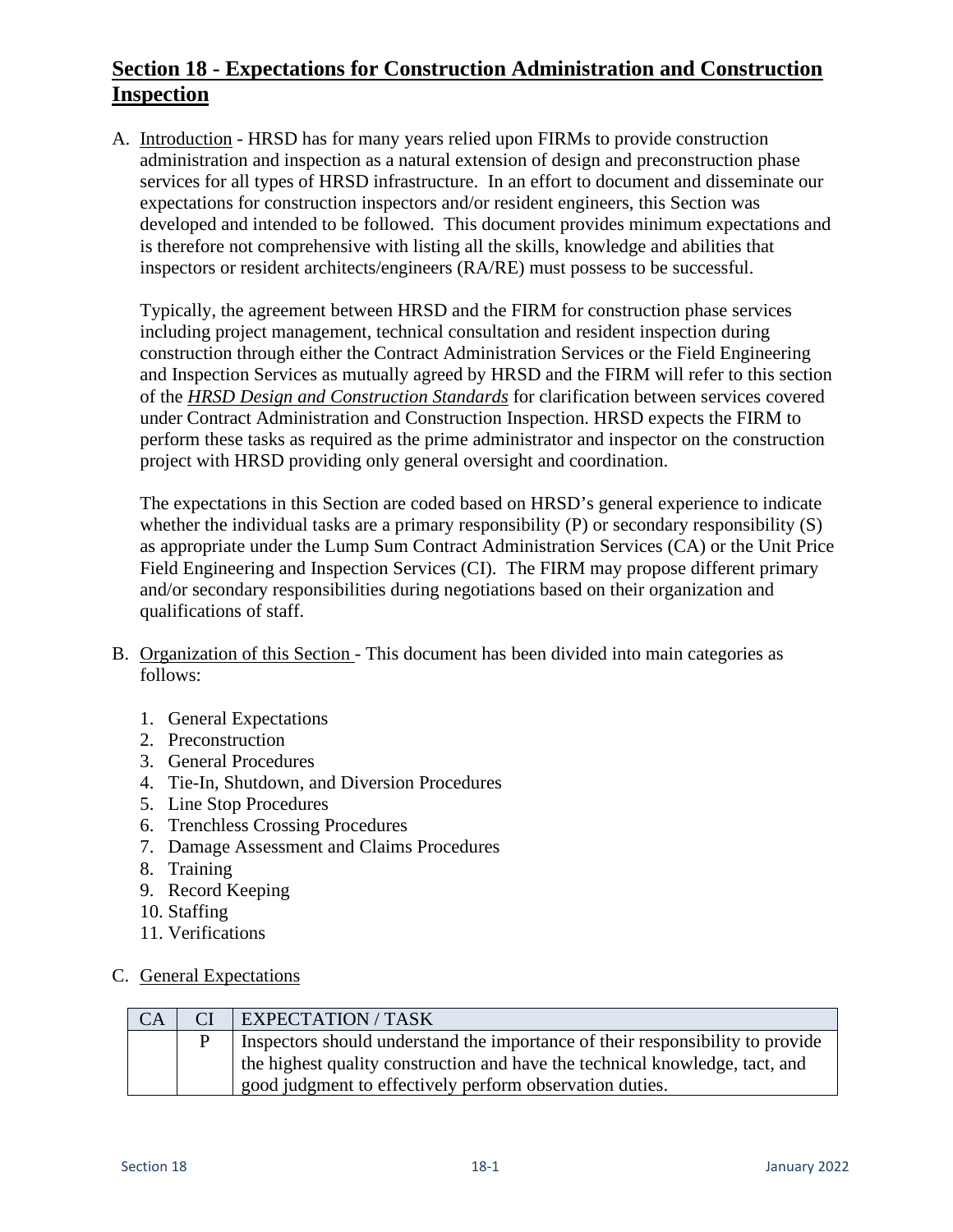# **Section 18 - Expectations for Construction Administration and Construction Inspection**

A. Introduction - HRSD has for many years relied upon FIRMs to provide construction administration and inspection as a natural extension of design and preconstruction phase services for all types of HRSD infrastructure. In an effort to document and disseminate our expectations for construction inspectors and/or resident engineers, this Section was developed and intended to be followed. This document provides minimum expectations and is therefore not comprehensive with listing all the skills, knowledge and abilities that inspectors or resident architects/engineers (RA/RE) must possess to be successful.

   Typically, the agreement between HRSD and the FIRM for construction phase services including project management, technical consultation and resident inspection during construction through either the Contract Administration Services or the Field Engineering and Inspection Services as mutually agreed by HRSD and the FIRM will refer to this section of the ***HRSD Design and Construction Standards*** for clarification between services covered under Contract Administration and Construction Inspection. HRSD expects the FIRM to perform these tasks as required as the prime administrator and inspector on the construction project with HRSD providing only general oversight and coordination.

   The expectations in this Section are coded based on HRSD's general experience to indicate whether the individual tasks are a primary responsibility (P) or secondary responsibility (S) as appropriate under the Lump Sum Contract Administration Services (CA) or the Unit Price Field Engineering and Inspection Services (CI). The FIRM may propose different primary and/or secondary responsibilities during negotiations based on their organization and qualifications of staff.

B. Organization of this Section - This document has been divided into main categories as follows:

   1. General Expectations
   2. Preconstruction
   3. General Procedures
   4. Tie-In, Shutdown, and Diversion Procedures
   5. Line Stop Procedures
   6. Trenchless Crossing Procedures
   7. Damage Assessment and Claims Procedures
   8. Training
   9. Record Keeping
   10. Staffing
   11. Verifications

C. General Expectations

| CA | CI | EXPECTATION / TASK |
|---|---|---|
| | P | Inspectors should understand the importance of their responsibility to provide the highest quality construction and have the technical knowledge, tact, and good judgment to effectively perform observation duties. |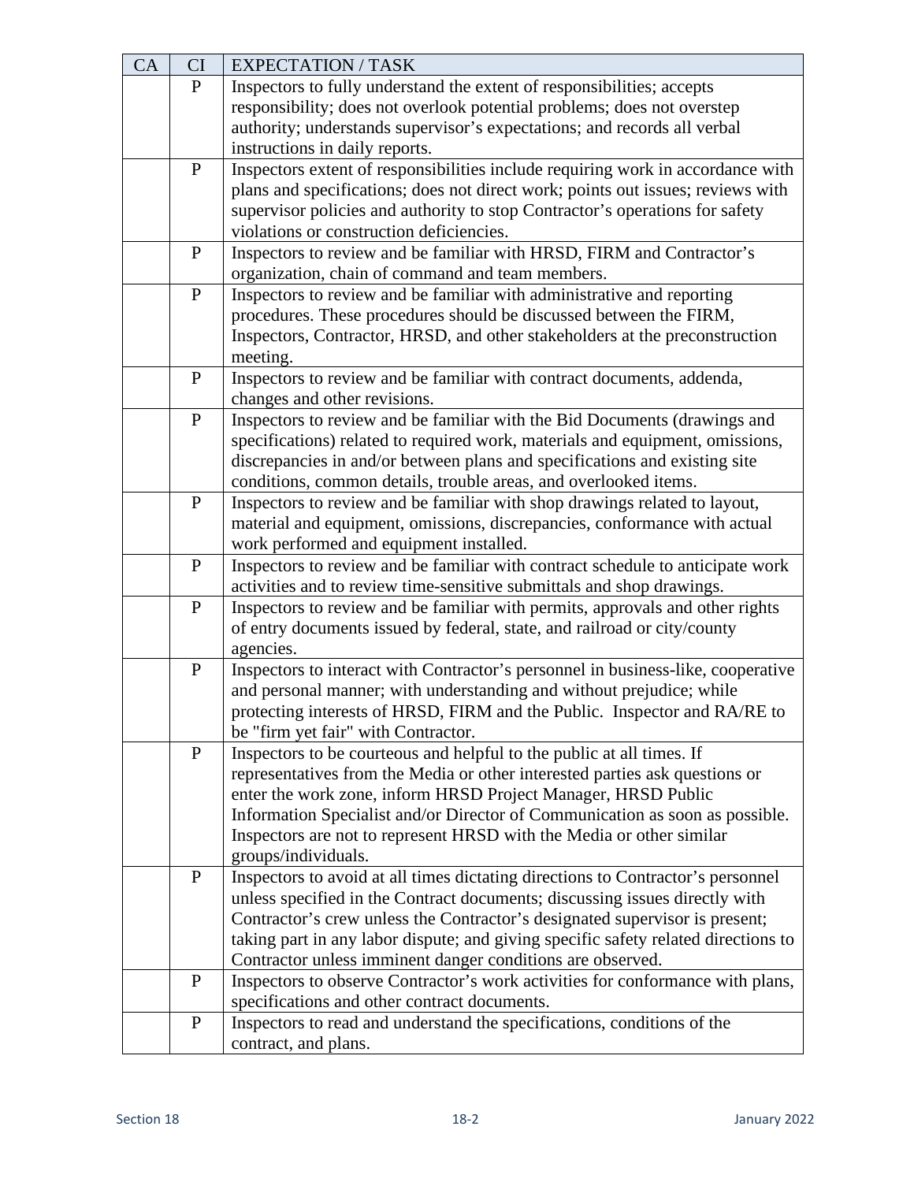| CA | CI | EXPECTATION / TASK |
|---|---|---|
| | P | Inspectors to fully understand the extent of responsibilities; accepts responsibility; does not overlook potential problems; does not overstep authority; understands supervisor's expectations; and records all verbal instructions in daily reports. |
| | P | Inspectors extent of responsibilities include requiring work in accordance with plans and specifications; does not direct work; points out issues; reviews with supervisor policies and authority to stop Contractor's operations for safety violations or construction deficiencies. |
| | P | Inspectors to review and be familiar with HRSD, FIRM and Contractor's organization, chain of command and team members. |
| | P | Inspectors to review and be familiar with administrative and reporting procedures. These procedures should be discussed between the FIRM, Inspectors, Contractor, HRSD, and other stakeholders at the preconstruction meeting. |
| | P | Inspectors to review and be familiar with contract documents, addenda, changes and other revisions. |
| | P | Inspectors to review and be familiar with the Bid Documents (drawings and specifications) related to required work, materials and equipment, omissions, discrepancies in and/or between plans and specifications and existing site conditions, common details, trouble areas, and overlooked items. |
| | P | Inspectors to review and be familiar with shop drawings related to layout, material and equipment, omissions, discrepancies, conformance with actual work performed and equipment installed. |
| | P | Inspectors to review and be familiar with contract schedule to anticipate work activities and to review time-sensitive submittals and shop drawings. |
| | P | Inspectors to review and be familiar with permits, approvals and other rights of entry documents issued by federal, state, and railroad or city/county agencies. |
| | P | Inspectors to interact with Contractor's personnel in business-like, cooperative and personal manner; with understanding and without prejudice; while protecting interests of HRSD, FIRM and the Public. Inspector and RA/RE to be "firm yet fair" with Contractor. |
| | P | Inspectors to be courteous and helpful to the public at all times. If representatives from the Media or other interested parties ask questions or enter the work zone, inform HRSD Project Manager, HRSD Public Information Specialist and/or Director of Communication as soon as possible. Inspectors are not to represent HRSD with the Media or other similar groups/individuals. |
| | P | Inspectors to avoid at all times dictating directions to Contractor's personnel unless specified in the Contract documents; discussing issues directly with Contractor's crew unless the Contractor's designated supervisor is present; taking part in any labor dispute; and giving specific safety related directions to Contractor unless imminent danger conditions are observed. |
| | P | Inspectors to observe Contractor's work activities for conformance with plans, specifications and other contract documents. |
| | P | Inspectors to read and understand the specifications, conditions of the contract, and plans. |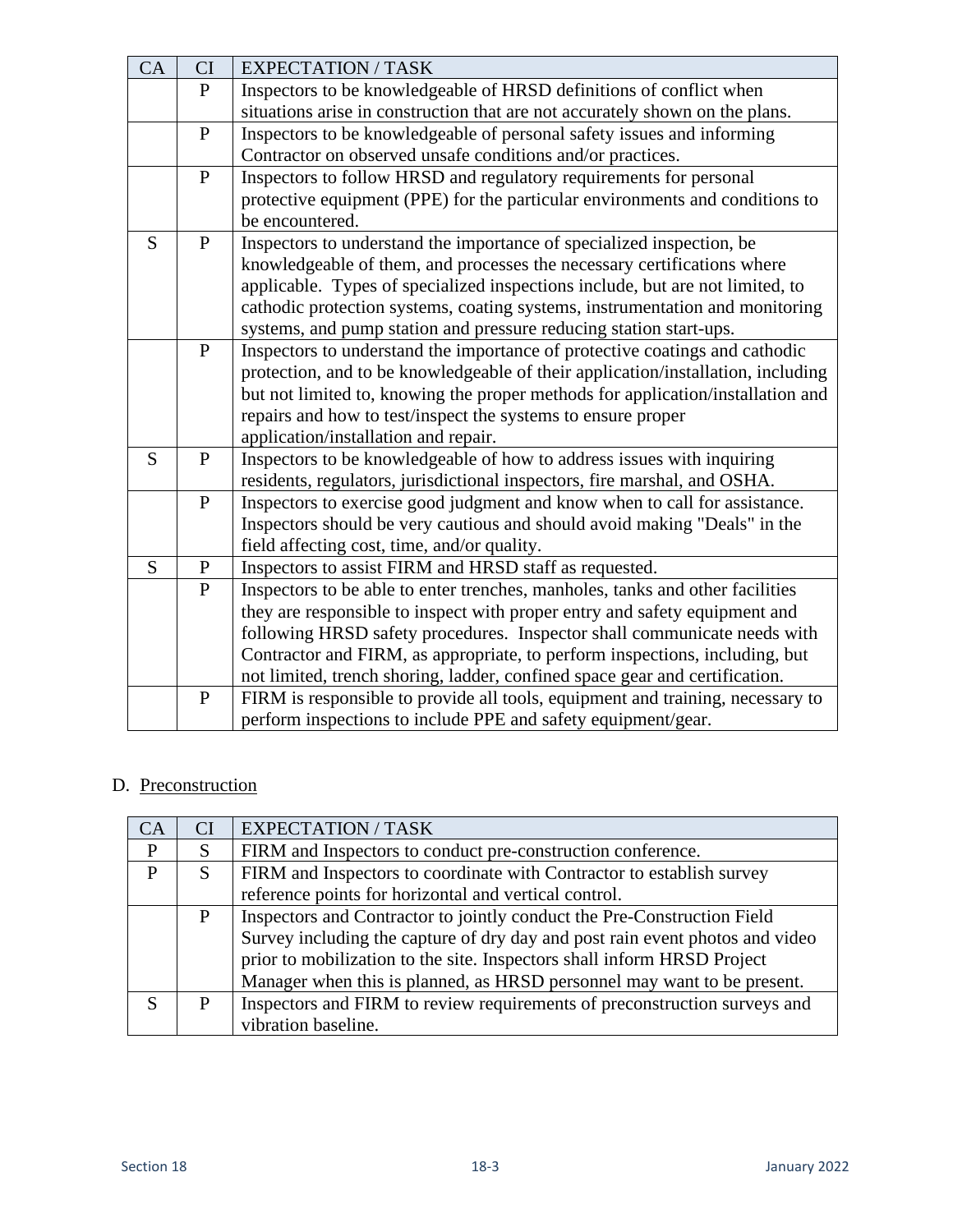| CA | CI | EXPECTATION / TASK |
|---|---|---|
| | P | Inspectors to be knowledgeable of HRSD definitions of conflict when situations arise in construction that are not accurately shown on the plans. |
| | P | Inspectors to be knowledgeable of personal safety issues and informing Contractor on observed unsafe conditions and/or practices. |
| | P | Inspectors to follow HRSD and regulatory requirements for personal protective equipment (PPE) for the particular environments and conditions to be encountered. |
| S | P | Inspectors to understand the importance of specialized inspection, be knowledgeable of them, and processes the necessary certifications where applicable. Types of specialized inspections include, but are not limited, to cathodic protection systems, coating systems, instrumentation and monitoring systems, and pump station and pressure reducing station start-ups. |
| | P | Inspectors to understand the importance of protective coatings and cathodic protection, and to be knowledgeable of their application/installation, including but not limited to, knowing the proper methods for application/installation and repairs and how to test/inspect the systems to ensure proper application/installation and repair. |
| S | P | Inspectors to be knowledgeable of how to address issues with inquiring residents, regulators, jurisdictional inspectors, fire marshal, and OSHA. |
| | P | Inspectors to exercise good judgment and know when to call for assistance. Inspectors should be very cautious and should avoid making "Deals" in the field affecting cost, time, and/or quality. |
| S | P | Inspectors to assist FIRM and HRSD staff as requested. |
| | P | Inspectors to be able to enter trenches, manholes, tanks and other facilities they are responsible to inspect with proper entry and safety equipment and following HRSD safety procedures. Inspector shall communicate needs with Contractor and FIRM, as appropriate, to perform inspections, including, but not limited, trench shoring, ladder, confined space gear and certification. |
| | P | FIRM is responsible to provide all tools, equipment and training, necessary to perform inspections to include PPE and safety equipment/gear. |

D. Preconstruction

| CA | CI | EXPECTATION / TASK |
|---|---|---|
| P | S | FIRM and Inspectors to conduct pre-construction conference. |
| P | S | FIRM and Inspectors to coordinate with Contractor to establish survey reference points for horizontal and vertical control. |
| | P | Inspectors and Contractor to jointly conduct the Pre-Construction Field Survey including the capture of dry day and post rain event photos and video prior to mobilization to the site. Inspectors shall inform HRSD Project Manager when this is planned, as HRSD personnel may want to be present. |
| S | P | Inspectors and FIRM to review requirements of preconstruction surveys and vibration baseline. |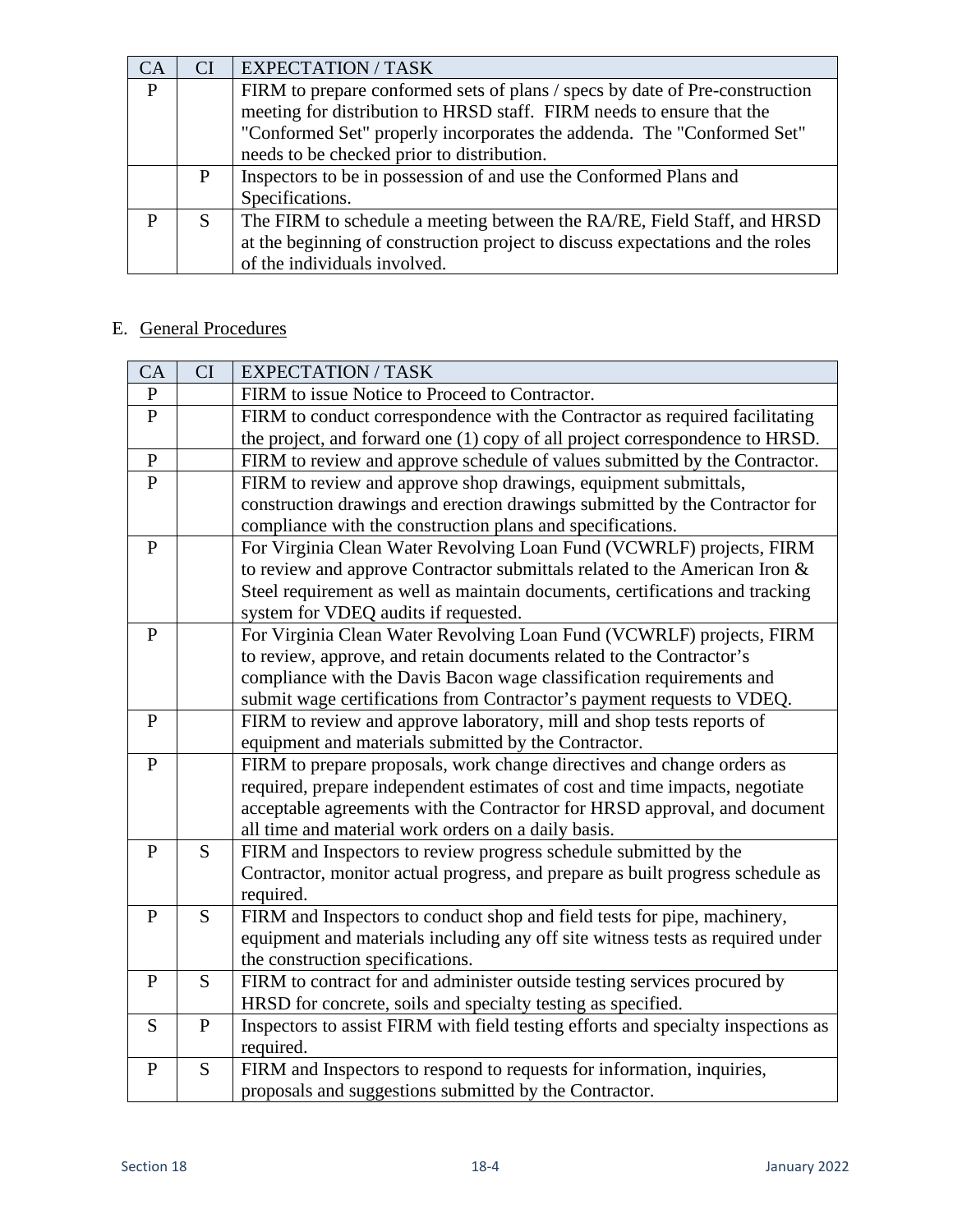| CA | CI | EXPECTATION / TASK |
|---|---|---|
| P | | FIRM to prepare conformed sets of plans / specs by date of Pre-construction meeting for distribution to HRSD staff. FIRM needs to ensure that the "Conformed Set" properly incorporates the addenda. The "Conformed Set" needs to be checked prior to distribution. |
| | P | Inspectors to be in possession of and use the Conformed Plans and Specifications. |
| P | S | The FIRM to schedule a meeting between the RA/RE, Field Staff, and HRSD at the beginning of construction project to discuss expectations and the roles of the individuals involved. |

E. General Procedures

| CA | CI | EXPECTATION / TASK |
|---|---|---|
| P | | FIRM to issue Notice to Proceed to Contractor. |
| P | | FIRM to conduct correspondence with the Contractor as required facilitating the project, and forward one (1) copy of all project correspondence to HRSD. |
| P | | FIRM to review and approve schedule of values submitted by the Contractor. |
| P | | FIRM to review and approve shop drawings, equipment submittals, construction drawings and erection drawings submitted by the Contractor for compliance with the construction plans and specifications. |
| P | | For Virginia Clean Water Revolving Loan Fund (VCWRLF) projects, FIRM to review and approve Contractor submittals related to the American Iron & Steel requirement as well as maintain documents, certifications and tracking system for VDEQ audits if requested. |
| P | | For Virginia Clean Water Revolving Loan Fund (VCWRLF) projects, FIRM to review, approve, and retain documents related to the Contractor's compliance with the Davis Bacon wage classification requirements and submit wage certifications from Contractor's payment requests to VDEQ. |
| P | | FIRM to review and approve laboratory, mill and shop tests reports of equipment and materials submitted by the Contractor. |
| P | | FIRM to prepare proposals, work change directives and change orders as required, prepare independent estimates of cost and time impacts, negotiate acceptable agreements with the Contractor for HRSD approval, and document all time and material work orders on a daily basis. |
| P | S | FIRM and Inspectors to review progress schedule submitted by the Contractor, monitor actual progress, and prepare as built progress schedule as required. |
| P | S | FIRM and Inspectors to conduct shop and field tests for pipe, machinery, equipment and materials including any off site witness tests as required under the construction specifications. |
| P | S | FIRM to contract for and administer outside testing services procured by HRSD for concrete, soils and specialty testing as specified. |
| S | P | Inspectors to assist FIRM with field testing efforts and specialty inspections as required. |
| P | S | FIRM and Inspectors to respond to requests for information, inquiries, proposals and suggestions submitted by the Contractor. |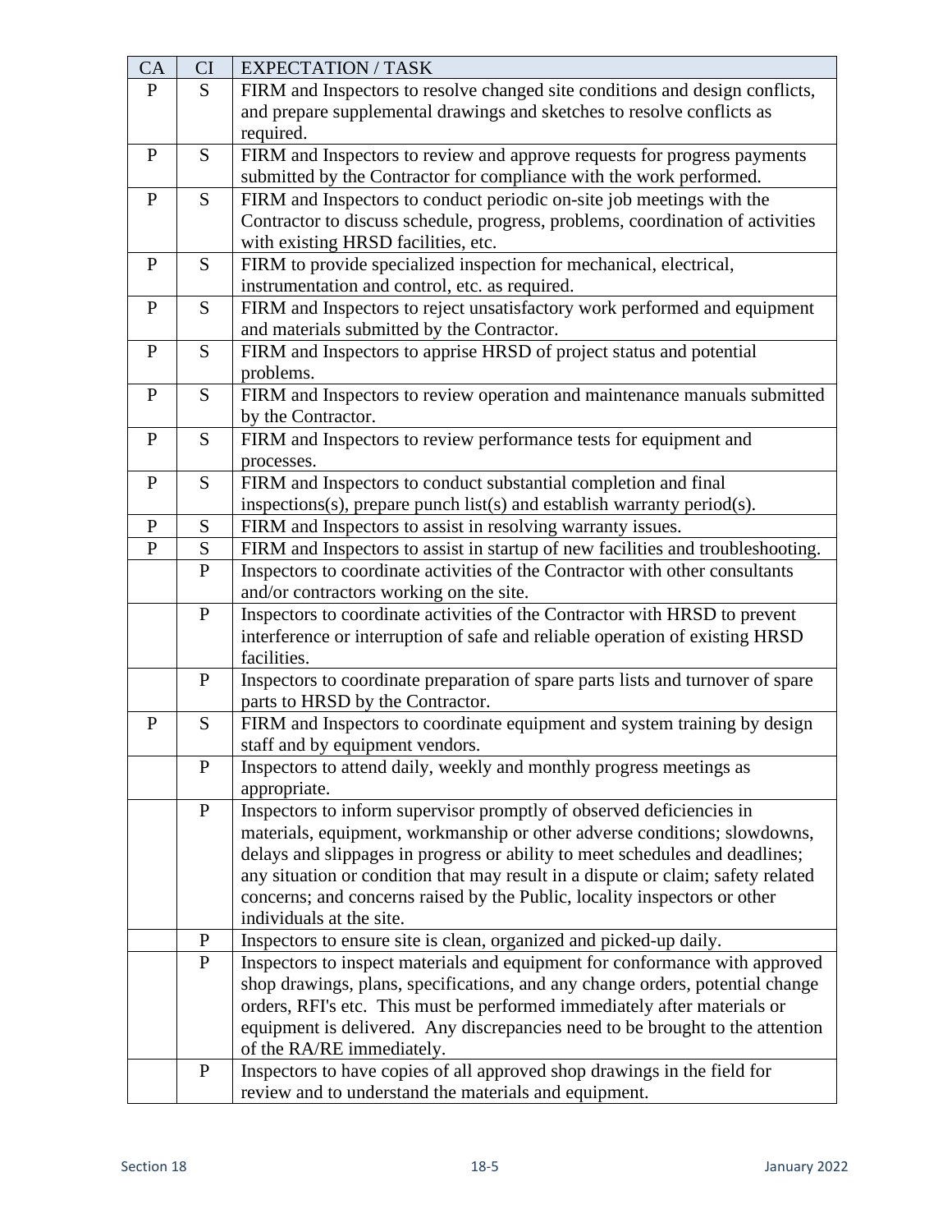| CA | CI | EXPECTATION / TASK |
|---|---|---|
| P | S | FIRM and Inspectors to resolve changed site conditions and design conflicts, and prepare supplemental drawings and sketches to resolve conflicts as required. |
| P | S | FIRM and Inspectors to review and approve requests for progress payments submitted by the Contractor for compliance with the work performed. |
| P | S | FIRM and Inspectors to conduct periodic on-site job meetings with the Contractor to discuss schedule, progress, problems, coordination of activities with existing HRSD facilities, etc. |
| P | S | FIRM to provide specialized inspection for mechanical, electrical, instrumentation and control, etc. as required. |
| P | S | FIRM and Inspectors to reject unsatisfactory work performed and equipment and materials submitted by the Contractor. |
| P | S | FIRM and Inspectors to apprise HRSD of project status and potential problems. |
| P | S | FIRM and Inspectors to review operation and maintenance manuals submitted by the Contractor. |
| P | S | FIRM and Inspectors to review performance tests for equipment and processes. |
| P | S | FIRM and Inspectors to conduct substantial completion and final inspections(s), prepare punch list(s) and establish warranty period(s). |
| P | S | FIRM and Inspectors to assist in resolving warranty issues. |
| P | S | FIRM and Inspectors to assist in startup of new facilities and troubleshooting. |
| | P | Inspectors to coordinate activities of the Contractor with other consultants and/or contractors working on the site. |
| | P | Inspectors to coordinate activities of the Contractor with HRSD to prevent interference or interruption of safe and reliable operation of existing HRSD facilities. |
| | P | Inspectors to coordinate preparation of spare parts lists and turnover of spare parts to HRSD by the Contractor. |
| P | S | FIRM and Inspectors to coordinate equipment and system training by design staff and by equipment vendors. |
| | P | Inspectors to attend daily, weekly and monthly progress meetings as appropriate. |
| | P | Inspectors to inform supervisor promptly of observed deficiencies in materials, equipment, workmanship or other adverse conditions; slowdowns, delays and slippages in progress or ability to meet schedules and deadlines; any situation or condition that may result in a dispute or claim; safety related concerns; and concerns raised by the Public, locality inspectors or other individuals at the site. |
| | P | Inspectors to ensure site is clean, organized and picked-up daily. |
| | P | Inspectors to inspect materials and equipment for conformance with approved shop drawings, plans, specifications, and any change orders, potential change orders, RFI's etc. This must be performed immediately after materials or equipment is delivered. Any discrepancies need to be brought to the attention of the RA/RE immediately. |
| | P | Inspectors to have copies of all approved shop drawings in the field for review and to understand the materials and equipment. |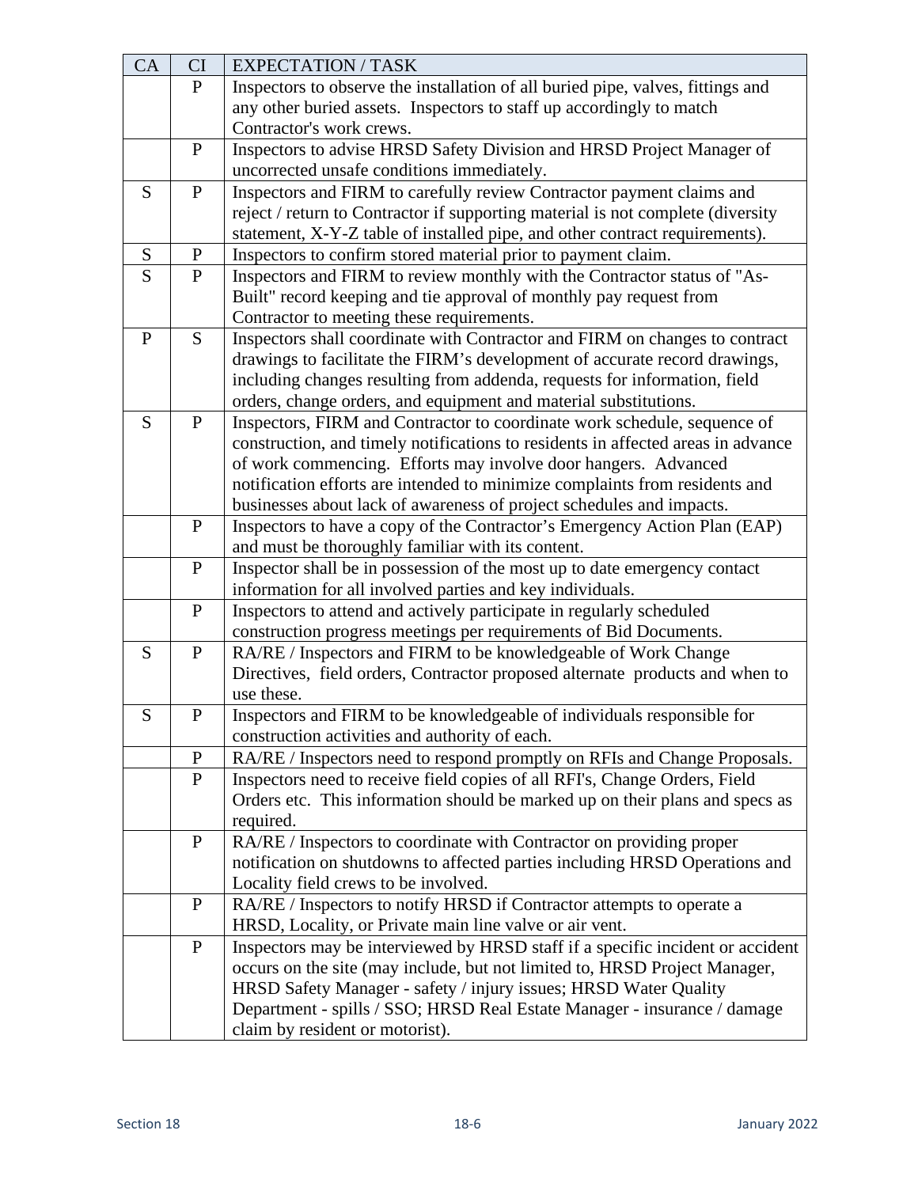| CA | CI | EXPECTATION / TASK |
|---|---|---|
| | P | Inspectors to observe the installation of all buried pipe, valves, fittings and any other buried assets. Inspectors to staff up accordingly to match Contractor's work crews. |
| | P | Inspectors to advise HRSD Safety Division and HRSD Project Manager of uncorrected unsafe conditions immediately. |
| S | P | Inspectors and FIRM to carefully review Contractor payment claims and reject / return to Contractor if supporting material is not complete (diversity statement, X-Y-Z table of installed pipe, and other contract requirements). |
| S | P | Inspectors to confirm stored material prior to payment claim. |
| S | P | Inspectors and FIRM to review monthly with the Contractor status of "As-Built" record keeping and tie approval of monthly pay request from Contractor to meeting these requirements. |
| P | S | Inspectors shall coordinate with Contractor and FIRM on changes to contract drawings to facilitate the FIRM's development of accurate record drawings, including changes resulting from addenda, requests for information, field orders, change orders, and equipment and material substitutions. |
| S | P | Inspectors, FIRM and Contractor to coordinate work schedule, sequence of construction, and timely notifications to residents in affected areas in advance of work commencing. Efforts may involve door hangers. Advanced notification efforts are intended to minimize complaints from residents and businesses about lack of awareness of project schedules and impacts. |
| | P | Inspectors to have a copy of the Contractor's Emergency Action Plan (EAP) and must be thoroughly familiar with its content. |
| | P | Inspector shall be in possession of the most up to date emergency contact information for all involved parties and key individuals. |
| | P | Inspectors to attend and actively participate in regularly scheduled construction progress meetings per requirements of Bid Documents. |
| S | P | RA/RE / Inspectors and FIRM to be knowledgeable of Work Change Directives, field orders, Contractor proposed alternate products and when to use these. |
| S | P | Inspectors and FIRM to be knowledgeable of individuals responsible for construction activities and authority of each. |
| | P | RA/RE / Inspectors need to respond promptly on RFIs and Change Proposals. |
| | P | Inspectors need to receive field copies of all RFI's, Change Orders, Field Orders etc. This information should be marked up on their plans and specs as required. |
| | P | RA/RE / Inspectors to coordinate with Contractor on providing proper notification on shutdowns to affected parties including HRSD Operations and Locality field crews to be involved. |
| | P | RA/RE / Inspectors to notify HRSD if Contractor attempts to operate a HRSD, Locality, or Private main line valve or air vent. |
| | P | Inspectors may be interviewed by HRSD staff if a specific incident or accident occurs on the site (may include, but not limited to, HRSD Project Manager, HRSD Safety Manager - safety / injury issues; HRSD Water Quality Department - spills / SSO; HRSD Real Estate Manager - insurance / damage claim by resident or motorist). |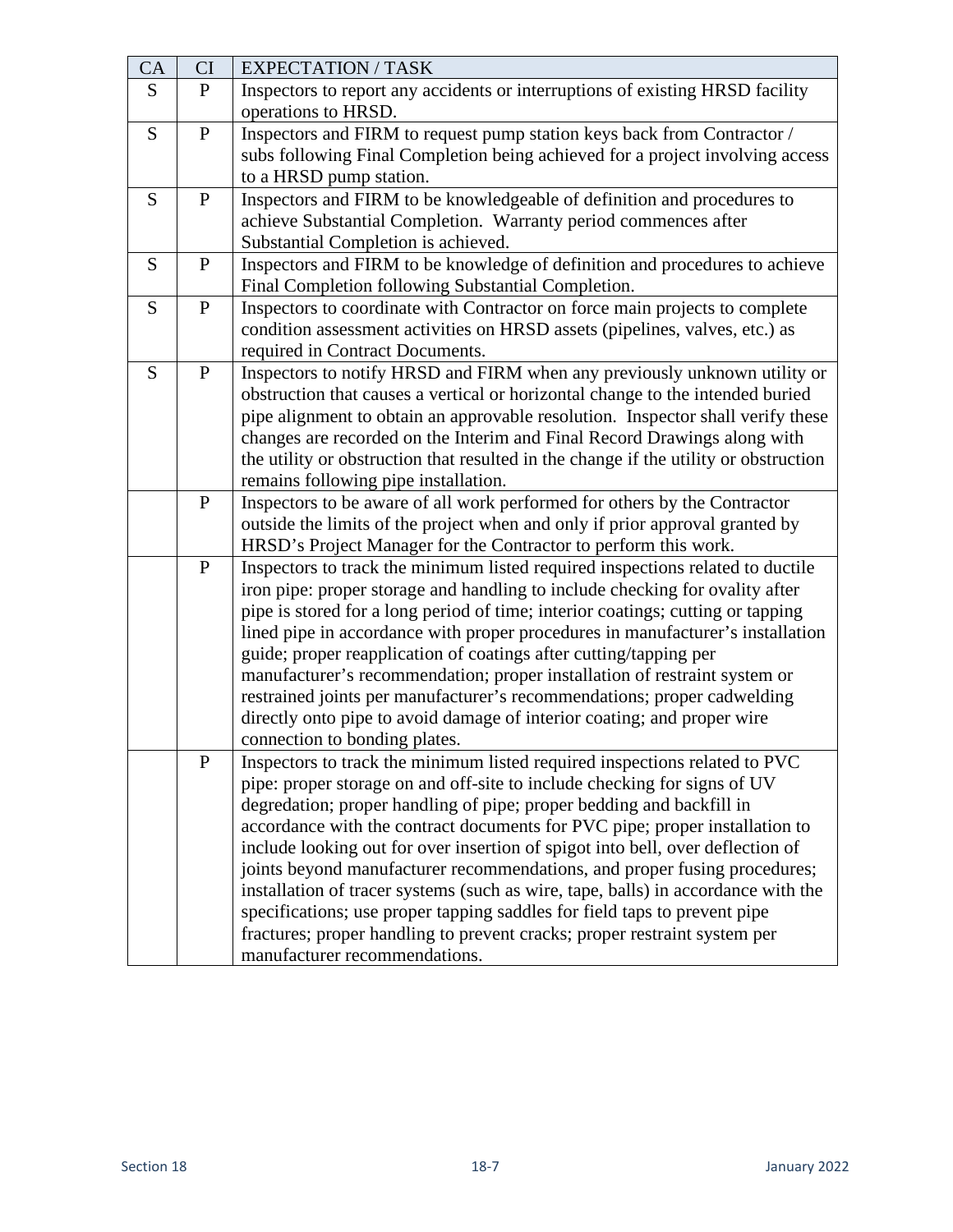| CA | CI | EXPECTATION / TASK |
| --- | --- | --- |
| S | P | Inspectors to report any accidents or interruptions of existing HRSD facility operations to HRSD. |
| S | P | Inspectors and FIRM to request pump station keys back from Contractor / subs following Final Completion being achieved for a project involving access to a HRSD pump station. |
| S | P | Inspectors and FIRM to be knowledgeable of definition and procedures to achieve Substantial Completion. Warranty period commences after Substantial Completion is achieved. |
| S | P | Inspectors and FIRM to be knowledge of definition and procedures to achieve Final Completion following Substantial Completion. |
| S | P | Inspectors to coordinate with Contractor on force main projects to complete condition assessment activities on HRSD assets (pipelines, valves, etc.) as required in Contract Documents. |
| S | P | Inspectors to notify HRSD and FIRM when any previously unknown utility or obstruction that causes a vertical or horizontal change to the intended buried pipe alignment to obtain an approvable resolution. Inspector shall verify these changes are recorded on the Interim and Final Record Drawings along with the utility or obstruction that resulted in the change if the utility or obstruction remains following pipe installation. |
| | P | Inspectors to be aware of all work performed for others by the Contractor outside the limits of the project when and only if prior approval granted by HRSD's Project Manager for the Contractor to perform this work. |
| | P | Inspectors to track the minimum listed required inspections related to ductile iron pipe: proper storage and handling to include checking for ovality after pipe is stored for a long period of time; interior coatings; cutting or tapping lined pipe in accordance with proper procedures in manufacturer's installation guide; proper reapplication of coatings after cutting/tapping per manufacturer's recommendation; proper installation of restraint system or restrained joints per manufacturer's recommendations; proper cadwelding directly onto pipe to avoid damage of interior coating; and proper wire connection to bonding plates. |
| | P | Inspectors to track the minimum listed required inspections related to PVC pipe: proper storage on and off-site to include checking for signs of UV degredation; proper handling of pipe; proper bedding and backfill in accordance with the contract documents for PVC pipe; proper installation to include looking out for over insertion of spigot into bell, over deflection of joints beyond manufacturer recommendations, and proper fusing procedures; installation of tracer systems (such as wire, tape, balls) in accordance with the specifications; use proper tapping saddles for field taps to prevent pipe fractures; proper handling to prevent cracks; proper restraint system per manufacturer recommendations. |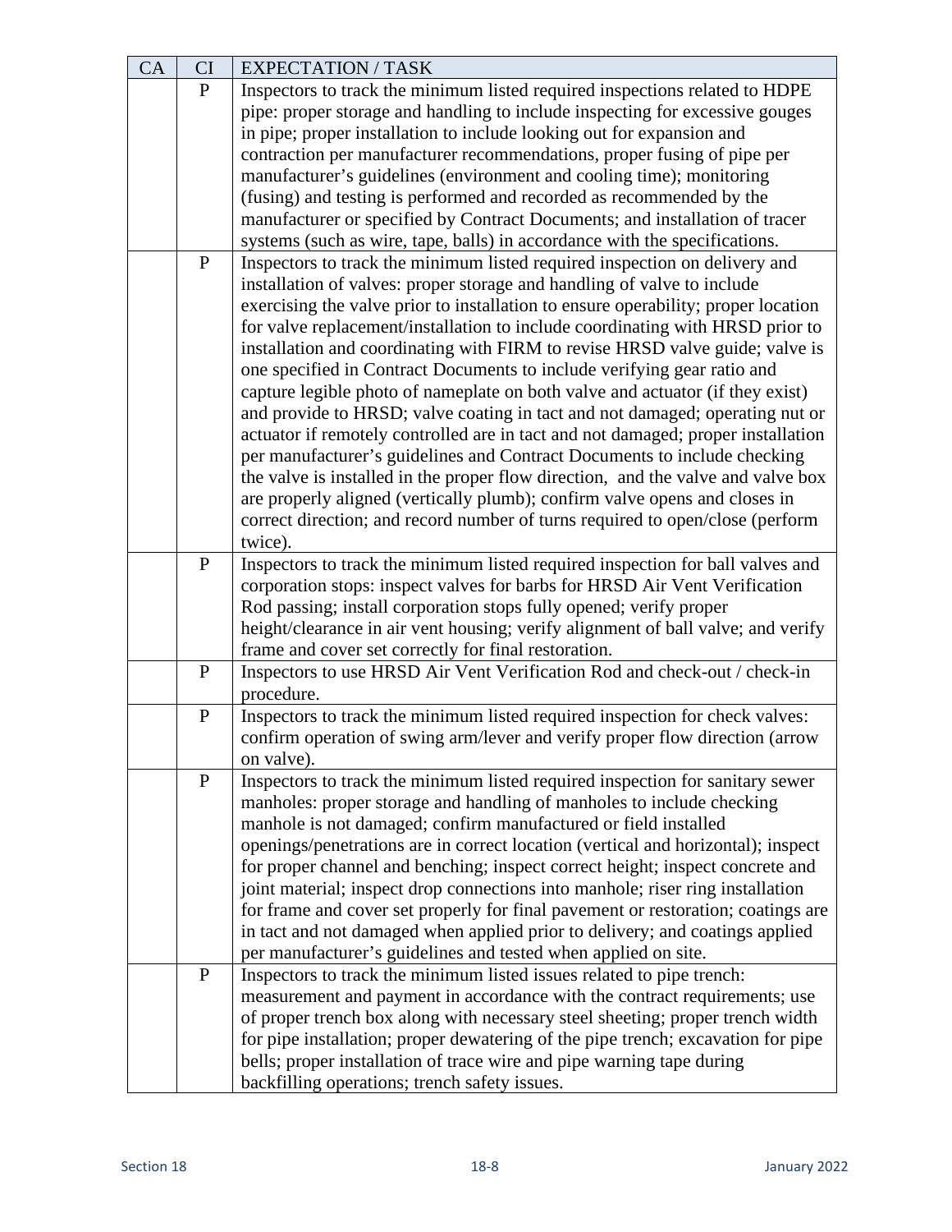| CA | CI | EXPECTATION / TASK |
|---|---|---|
| | P | Inspectors to track the minimum listed required inspections related to HDPE pipe: proper storage and handling to include inspecting for excessive gouges in pipe; proper installation to include looking out for expansion and contraction per manufacturer recommendations, proper fusing of pipe per manufacturer's guidelines (environment and cooling time); monitoring (fusing) and testing is performed and recorded as recommended by the manufacturer or specified by Contract Documents; and installation of tracer systems (such as wire, tape, balls) in accordance with the specifications. |
| | P | Inspectors to track the minimum listed required inspection on delivery and installation of valves: proper storage and handling of valve to include exercising the valve prior to installation to ensure operability; proper location for valve replacement/installation to include coordinating with HRSD prior to installation and coordinating with FIRM to revise HRSD valve guide; valve is one specified in Contract Documents to include verifying gear ratio and capture legible photo of nameplate on both valve and actuator (if they exist) and provide to HRSD; valve coating in tact and not damaged; operating nut or actuator if remotely controlled are in tact and not damaged; proper installation per manufacturer's guidelines and Contract Documents to include checking the valve is installed in the proper flow direction, and the valve and valve box are properly aligned (vertically plumb); confirm valve opens and closes in correct direction; and record number of turns required to open/close (perform twice). |
| | P | Inspectors to track the minimum listed required inspection for ball valves and corporation stops: inspect valves for barbs for HRSD Air Vent Verification Rod passing; install corporation stops fully opened; verify proper height/clearance in air vent housing; verify alignment of ball valve; and verify frame and cover set correctly for final restoration. |
| | P | Inspectors to use HRSD Air Vent Verification Rod and check-out / check-in procedure. |
| | P | Inspectors to track the minimum listed required inspection for check valves: confirm operation of swing arm/lever and verify proper flow direction (arrow on valve). |
| | P | Inspectors to track the minimum listed required inspection for sanitary sewer manholes: proper storage and handling of manholes to include checking manhole is not damaged; confirm manufactured or field installed openings/penetrations are in correct location (vertical and horizontal); inspect for proper channel and benching; inspect correct height; inspect concrete and joint material; inspect drop connections into manhole; riser ring installation for frame and cover set properly for final pavement or restoration; coatings are in tact and not damaged when applied prior to delivery; and coatings applied per manufacturer's guidelines and tested when applied on site. |
| | P | Inspectors to track the minimum listed issues related to pipe trench: measurement and payment in accordance with the contract requirements; use of proper trench box along with necessary steel sheeting; proper trench width for pipe installation; proper dewatering of the pipe trench; excavation for pipe bells; proper installation of trace wire and pipe warning tape during backfilling operations; trench safety issues. |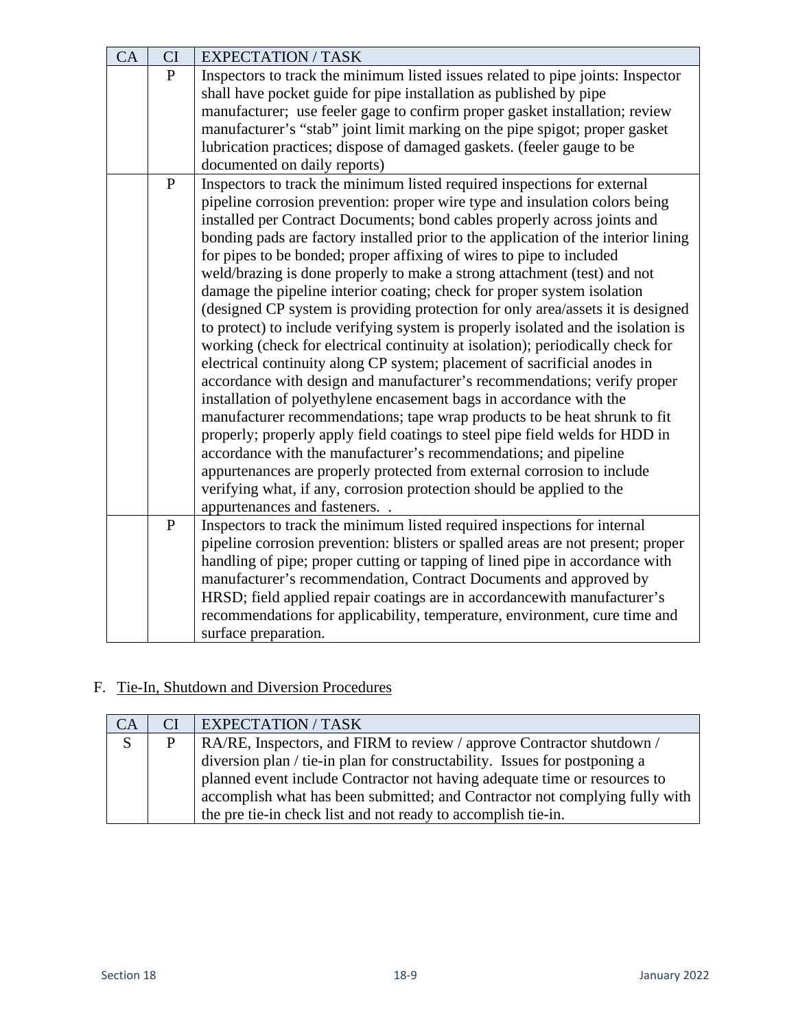| CA | CI | EXPECTATION / TASK |
|---|---|---|
| | P | Inspectors to track the minimum listed issues related to pipe joints: Inspector shall have pocket guide for pipe installation as published by pipe manufacturer;  use feeler gage to confirm proper gasket installation; review manufacturer's "stab" joint limit marking on the pipe spigot; proper gasket lubrication practices; dispose of damaged gaskets. (feeler gauge to be documented on daily reports) |
| | P | Inspectors to track the minimum listed required inspections for external pipeline corrosion prevention: proper wire type and insulation colors being installed per Contract Documents; bond cables properly across joints and bonding pads are factory installed prior to the application of the interior lining for pipes to be bonded; proper affixing of wires to pipe to included weld/brazing is done properly to make a strong attachment (test) and not damage the pipeline interior coating; check for proper system isolation (designed CP system is providing protection for only area/assets it is designed to protect) to include verifying system is properly isolated and the isolation is working (check for electrical continuity at isolation); periodically check for electrical continuity along CP system; placement of sacrificial anodes in accordance with design and manufacturer's recommendations; verify proper installation of polyethylene encasement bags in accordance with the manufacturer recommendations; tape wrap products to be heat shrunk to fit properly; properly apply field coatings to steel pipe field welds for HDD in accordance with the manufacturer's recommendations; and pipeline appurtenances are properly protected from external corrosion to include verifying what, if any, corrosion protection should be applied to the appurtenances and fasteners.  . |
| | P | Inspectors to track the minimum listed required inspections for internal pipeline corrosion prevention: blisters or spalled areas are not present; proper handling of pipe; proper cutting or tapping of lined pipe in accordance with manufacturer's recommendation, Contract Documents and approved by HRSD; field applied repair coatings are in accordancewith manufacturer's recommendations for applicability, temperature, environment, cure time and surface preparation. |

F. Tie-In, Shutdown and Diversion Procedures

| CA | CI | EXPECTATION / TASK |
|---|---|---|
| S | P | RA/RE, Inspectors, and FIRM to review / approve Contractor shutdown / diversion plan / tie-in plan for constructability.  Issues for postponing a planned event include Contractor not having adequate time or resources to accomplish what has been submitted; and Contractor not complying fully with the pre tie-in check list and not ready to accomplish tie-in. |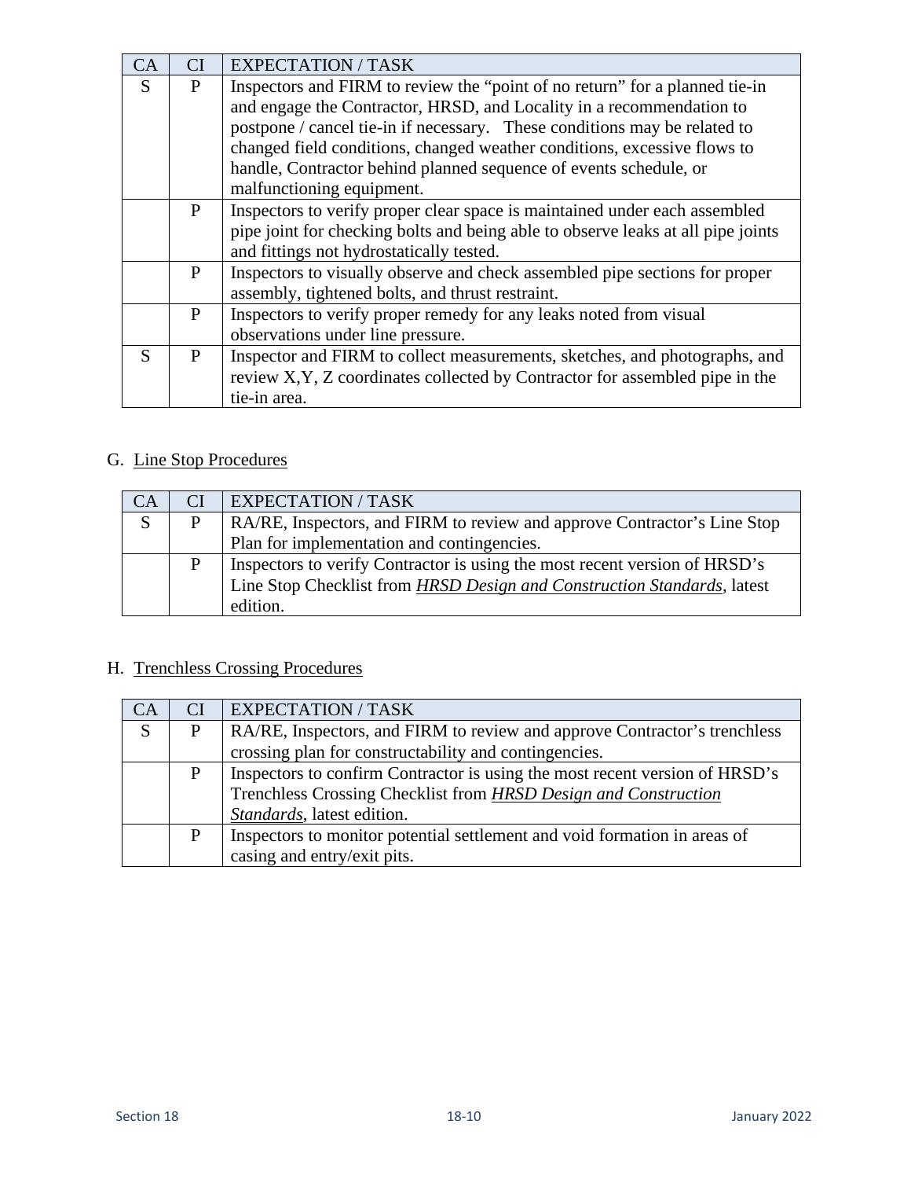| CA | CI | EXPECTATION / TASK |
|---|---|---|
| S | P | Inspectors and FIRM to review the "point of no return" for a planned tie-in and engage the Contractor, HRSD, and Locality in a recommendation to postpone / cancel tie-in if necessary. These conditions may be related to changed field conditions, changed weather conditions, excessive flows to handle, Contractor behind planned sequence of events schedule, or malfunctioning equipment. |
| | P | Inspectors to verify proper clear space is maintained under each assembled pipe joint for checking bolts and being able to observe leaks at all pipe joints and fittings not hydrostatically tested. |
| | P | Inspectors to visually observe and check assembled pipe sections for proper assembly, tightened bolts, and thrust restraint. |
| | P | Inspectors to verify proper remedy for any leaks noted from visual observations under line pressure. |
| S | P | Inspector and FIRM to collect measurements, sketches, and photographs, and review X,Y, Z coordinates collected by Contractor for assembled pipe in the tie-in area. |

G. <u>Line Stop Procedures</u>

| CA | CI | EXPECTATION / TASK |
|---|---|---|
| S | P | RA/RE, Inspectors, and FIRM to review and approve Contractor's Line Stop Plan for implementation and contingencies. |
| | P | Inspectors to verify Contractor is using the most recent version of HRSD's Line Stop Checklist from ***<u>HRSD Design and Construction Standards</u>***, latest edition. |

H. <u>Trenchless Crossing Procedures</u>

| CA | CI | EXPECTATION / TASK |
|---|---|---|
| S | P | RA/RE, Inspectors, and FIRM to review and approve Contractor's trenchless crossing plan for constructability and contingencies. |
| | P | Inspectors to confirm Contractor is using the most recent version of HRSD's Trenchless Crossing Checklist from ***<u>HRSD Design and Construction Standards</u>***, latest edition. |
| | P | Inspectors to monitor potential settlement and void formation in areas of casing and entry/exit pits. |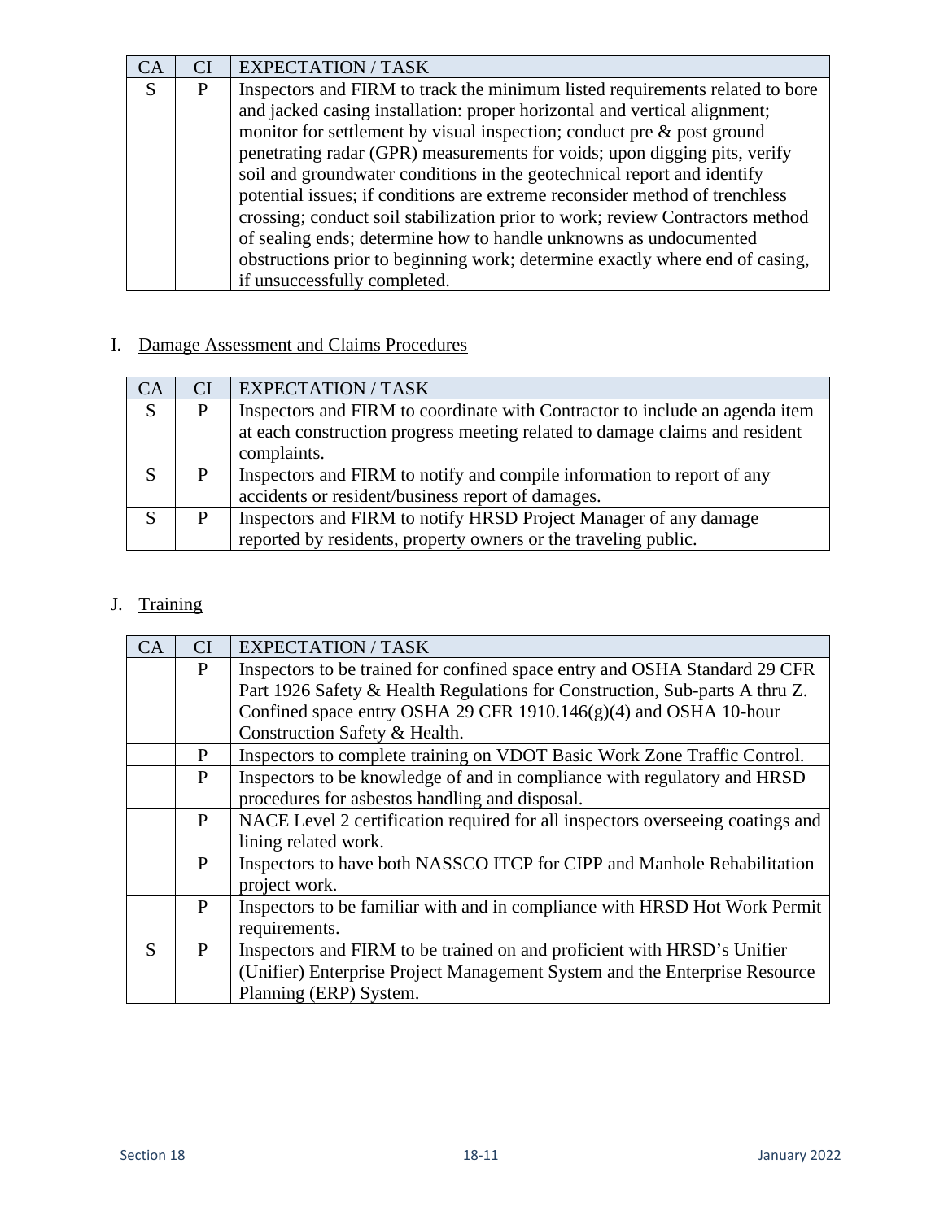| CA | CI | EXPECTATION / TASK |
|---|---|---|
| S | P | Inspectors and FIRM to track the minimum listed requirements related to bore and jacked casing installation: proper horizontal and vertical alignment; monitor for settlement by visual inspection; conduct pre & post ground penetrating radar (GPR) measurements for voids; upon digging pits, verify soil and groundwater conditions in the geotechnical report and identify potential issues; if conditions are extreme reconsider method of trenchless crossing; conduct soil stabilization prior to work; review Contractors method of sealing ends; determine how to handle unknowns as undocumented obstructions prior to beginning work; determine exactly where end of casing, if unsuccessfully completed. |

I. Damage Assessment and Claims Procedures

| CA | CI | EXPECTATION / TASK |
|---|---|---|
| S | P | Inspectors and FIRM to coordinate with Contractor to include an agenda item at each construction progress meeting related to damage claims and resident complaints. |
| S | P | Inspectors and FIRM to notify and compile information to report of any accidents or resident/business report of damages. |
| S | P | Inspectors and FIRM to notify HRSD Project Manager of any damage reported by residents, property owners or the traveling public. |

J. Training

| CA | CI | EXPECTATION / TASK |
|---|---|---|
| | P | Inspectors to be trained for confined space entry and OSHA Standard 29 CFR Part 1926 Safety & Health Regulations for Construction, Sub-parts A thru Z. Confined space entry OSHA 29 CFR 1910.146(g)(4) and OSHA 10-hour Construction Safety & Health. |
| | P | Inspectors to complete training on VDOT Basic Work Zone Traffic Control. |
| | P | Inspectors to be knowledge of and in compliance with regulatory and HRSD procedures for asbestos handling and disposal. |
| | P | NACE Level 2 certification required for all inspectors overseeing coatings and lining related work. |
| | P | Inspectors to have both NASSCO ITCP for CIPP and Manhole Rehabilitation project work. |
| | P | Inspectors to be familiar with and in compliance with HRSD Hot Work Permit requirements. |
| S | P | Inspectors and FIRM to be trained on and proficient with HRSD's Unifier (Unifier) Enterprise Project Management System and the Enterprise Resource Planning (ERP) System. |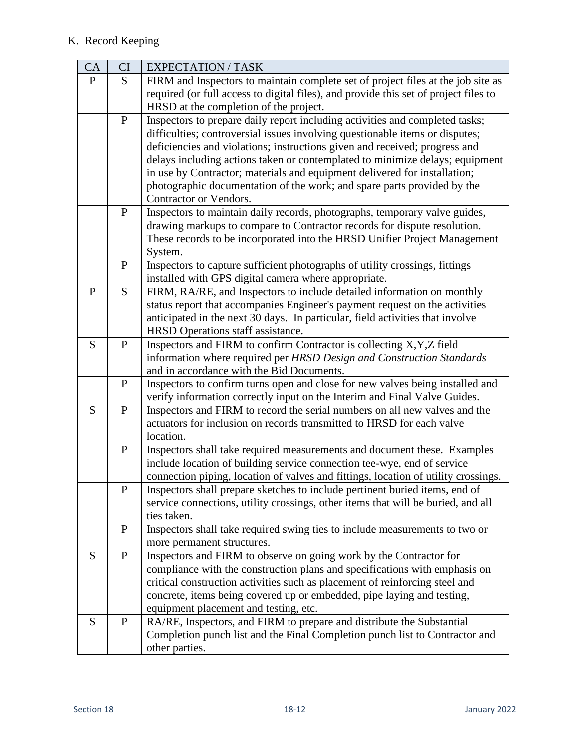K. Record Keeping

| CA | CI | EXPECTATION / TASK |
|---|---|---|
| P | S | FIRM and Inspectors to maintain complete set of project files at the job site as required (or full access to digital files), and provide this set of project files to HRSD at the completion of the project. |
| | P | Inspectors to prepare daily report including activities and completed tasks; difficulties; controversial issues involving questionable items or disputes; deficiencies and violations; instructions given and received; progress and delays including actions taken or contemplated to minimize delays; equipment in use by Contractor; materials and equipment delivered for installation; photographic documentation of the work; and spare parts provided by the Contractor or Vendors. |
| | P | Inspectors to maintain daily records, photographs, temporary valve guides, drawing markups to compare to Contractor records for dispute resolution. These records to be incorporated into the HRSD Unifier Project Management System. |
| | P | Inspectors to capture sufficient photographs of utility crossings, fittings installed with GPS digital camera where appropriate. |
| P | S | FIRM, RA/RE, and Inspectors to include detailed information on monthly status report that accompanies Engineer's payment request on the activities anticipated in the next 30 days. In particular, field activities that involve HRSD Operations staff assistance. |
| S | P | Inspectors and FIRM to confirm Contractor is collecting X,Y,Z field information where required per ***HRSD Design and Construction Standards*** and in accordance with the Bid Documents. |
| | P | Inspectors to confirm turns open and close for new valves being installed and verify information correctly input on the Interim and Final Valve Guides. |
| S | P | Inspectors and FIRM to record the serial numbers on all new valves and the actuators for inclusion on records transmitted to HRSD for each valve location. |
| | P | Inspectors shall take required measurements and document these. Examples include location of building service connection tee-wye, end of service connection piping, location of valves and fittings, location of utility crossings. |
| | P | Inspectors shall prepare sketches to include pertinent buried items, end of service connections, utility crossings, other items that will be buried, and all ties taken. |
| | P | Inspectors shall take required swing ties to include measurements to two or more permanent structures. |
| S | P | Inspectors and FIRM to observe on going work by the Contractor for compliance with the construction plans and specifications with emphasis on critical construction activities such as placement of reinforcing steel and concrete, items being covered up or embedded, pipe laying and testing, equipment placement and testing, etc. |
| S | P | RA/RE, Inspectors, and FIRM to prepare and distribute the Substantial Completion punch list and the Final Completion punch list to Contractor and other parties. |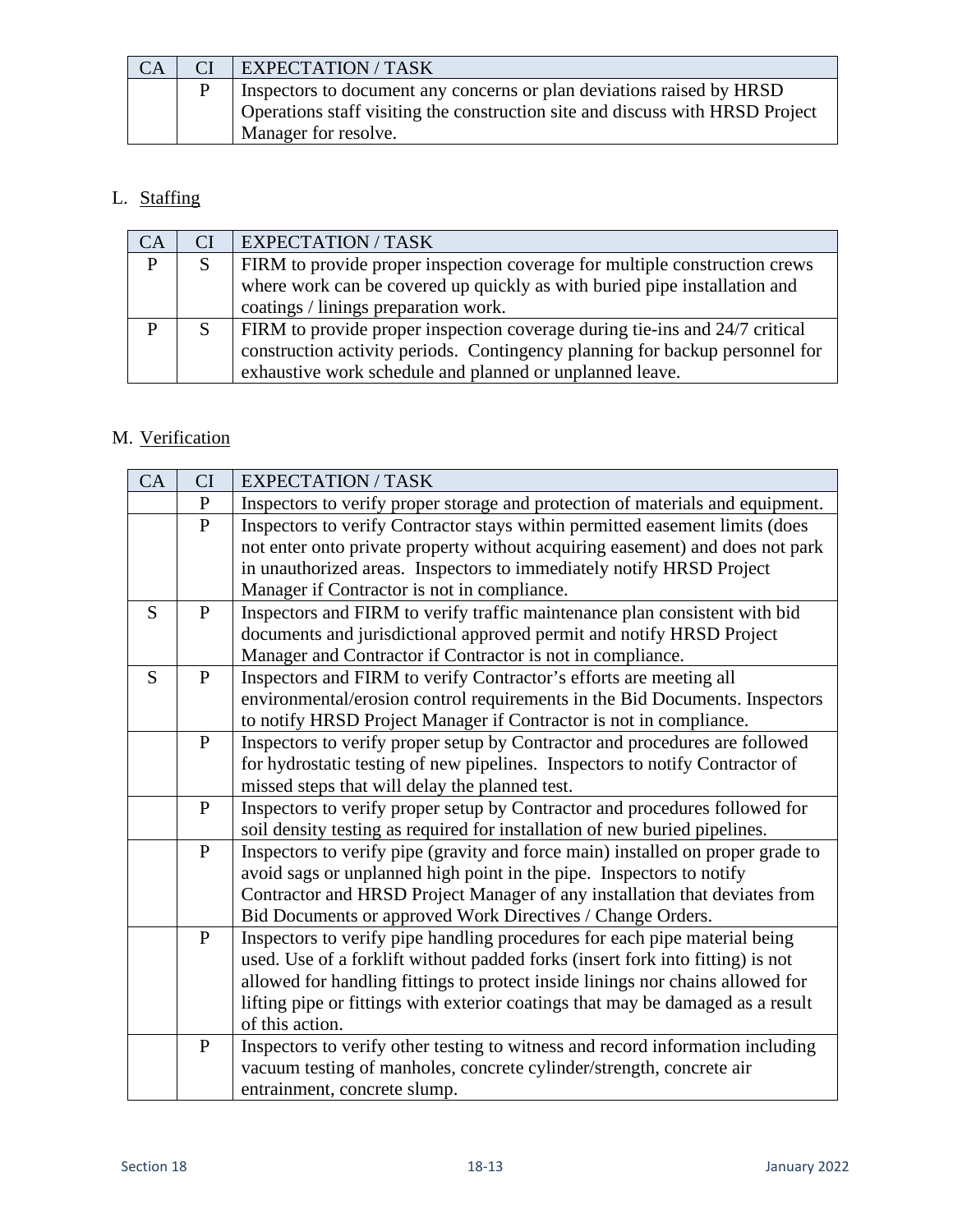| CA | CI | EXPECTATION / TASK |
|---|---|---|
| | P | Inspectors to document any concerns or plan deviations raised by HRSD Operations staff visiting the construction site and discuss with HRSD Project Manager for resolve. |

L. Staffing

| CA | CI | EXPECTATION / TASK |
|---|---|---|
| P | S | FIRM to provide proper inspection coverage for multiple construction crews where work can be covered up quickly as with buried pipe installation and coatings / linings preparation work. |
| P | S | FIRM to provide proper inspection coverage during tie-ins and 24/7 critical construction activity periods. Contingency planning for backup personnel for exhaustive work schedule and planned or unplanned leave. |

M. Verification

| CA | CI | EXPECTATION / TASK |
|---|---|---|
| | P | Inspectors to verify proper storage and protection of materials and equipment. |
| | P | Inspectors to verify Contractor stays within permitted easement limits (does not enter onto private property without acquiring easement) and does not park in unauthorized areas. Inspectors to immediately notify HRSD Project Manager if Contractor is not in compliance. |
| S | P | Inspectors and FIRM to verify traffic maintenance plan consistent with bid documents and jurisdictional approved permit and notify HRSD Project Manager and Contractor if Contractor is not in compliance. |
| S | P | Inspectors and FIRM to verify Contractor's efforts are meeting all environmental/erosion control requirements in the Bid Documents. Inspectors to notify HRSD Project Manager if Contractor is not in compliance. |
| | P | Inspectors to verify proper setup by Contractor and procedures are followed for hydrostatic testing of new pipelines. Inspectors to notify Contractor of missed steps that will delay the planned test. |
| | P | Inspectors to verify proper setup by Contractor and procedures followed for soil density testing as required for installation of new buried pipelines. |
| | P | Inspectors to verify pipe (gravity and force main) installed on proper grade to avoid sags or unplanned high point in the pipe. Inspectors to notify Contractor and HRSD Project Manager of any installation that deviates from Bid Documents or approved Work Directives / Change Orders. |
| | P | Inspectors to verify pipe handling procedures for each pipe material being used. Use of a forklift without padded forks (insert fork into fitting) is not allowed for handling fittings to protect inside linings nor chains allowed for lifting pipe or fittings with exterior coatings that may be damaged as a result of this action. |
| | P | Inspectors to verify other testing to witness and record information including vacuum testing of manholes, concrete cylinder/strength, concrete air entrainment, concrete slump. |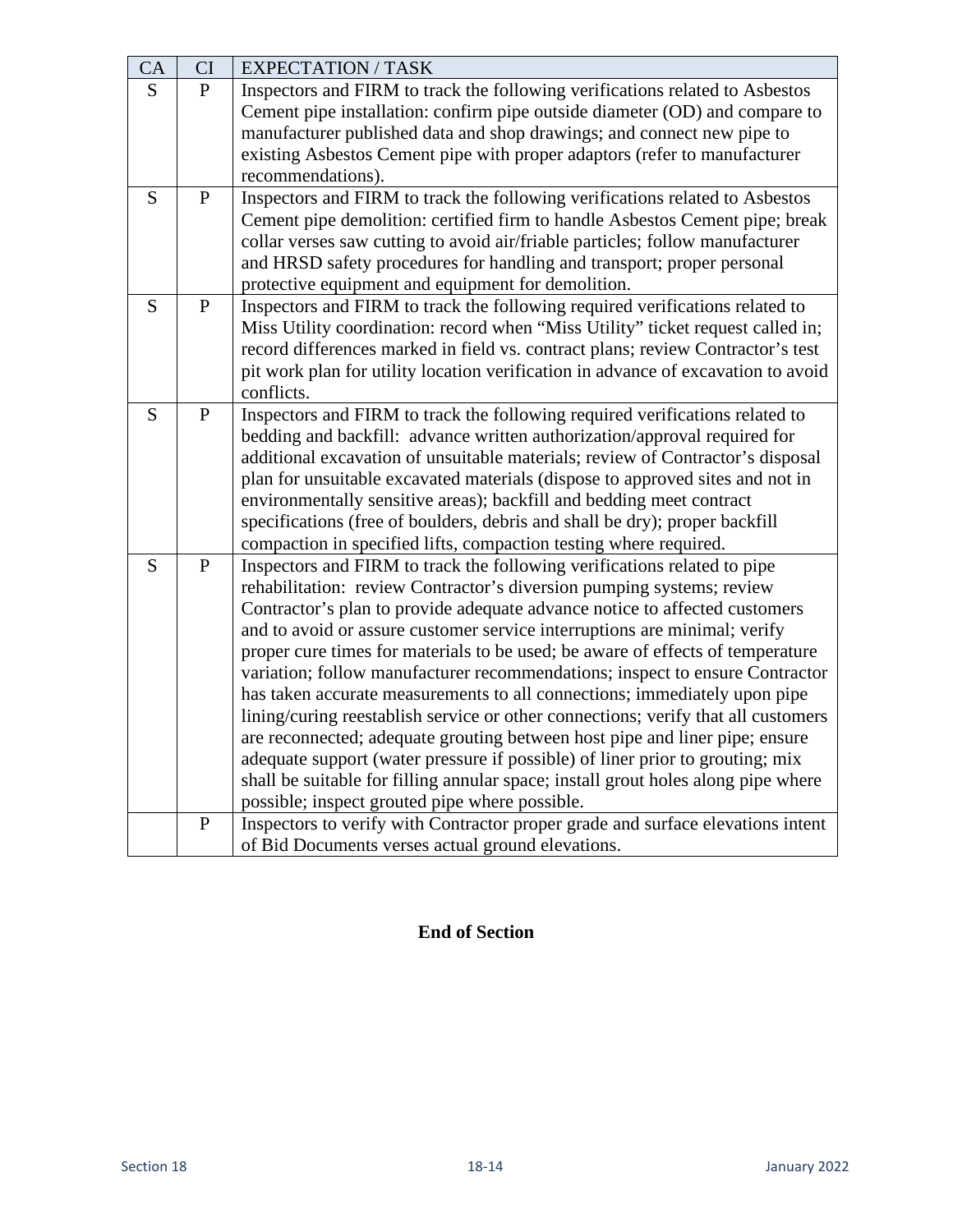| CA | CI | EXPECTATION / TASK |
|---|---|---|
| S | P | Inspectors and FIRM to track the following verifications related to Asbestos Cement pipe installation: confirm pipe outside diameter (OD) and compare to manufacturer published data and shop drawings; and connect new pipe to existing Asbestos Cement pipe with proper adaptors (refer to manufacturer recommendations). |
| S | P | Inspectors and FIRM to track the following verifications related to Asbestos Cement pipe demolition: certified firm to handle Asbestos Cement pipe; break collar verses saw cutting to avoid air/friable particles; follow manufacturer and HRSD safety procedures for handling and transport; proper personal protective equipment and equipment for demolition. |
| S | P | Inspectors and FIRM to track the following required verifications related to Miss Utility coordination: record when "Miss Utility" ticket request called in; record differences marked in field vs. contract plans; review Contractor's test pit work plan for utility location verification in advance of excavation to avoid conflicts. |
| S | P | Inspectors and FIRM to track the following required verifications related to bedding and backfill: advance written authorization/approval required for additional excavation of unsuitable materials; review of Contractor's disposal plan for unsuitable excavated materials (dispose to approved sites and not in environmentally sensitive areas); backfill and bedding meet contract specifications (free of boulders, debris and shall be dry); proper backfill compaction in specified lifts, compaction testing where required. |
| S | P | Inspectors and FIRM to track the following verifications related to pipe rehabilitation: review Contractor's diversion pumping systems; review Contractor's plan to provide adequate advance notice to affected customers and to avoid or assure customer service interruptions are minimal; verify proper cure times for materials to be used; be aware of effects of temperature variation; follow manufacturer recommendations; inspect to ensure Contractor has taken accurate measurements to all connections; immediately upon pipe lining/curing reestablish service or other connections; verify that all customers are reconnected; adequate grouting between host pipe and liner pipe; ensure adequate support (water pressure if possible) of liner prior to grouting; mix shall be suitable for filling annular space; install grout holes along pipe where possible; inspect grouted pipe where possible. |
| | P | Inspectors to verify with Contractor proper grade and surface elevations intent of Bid Documents verses actual ground elevations. |

**End of Section**